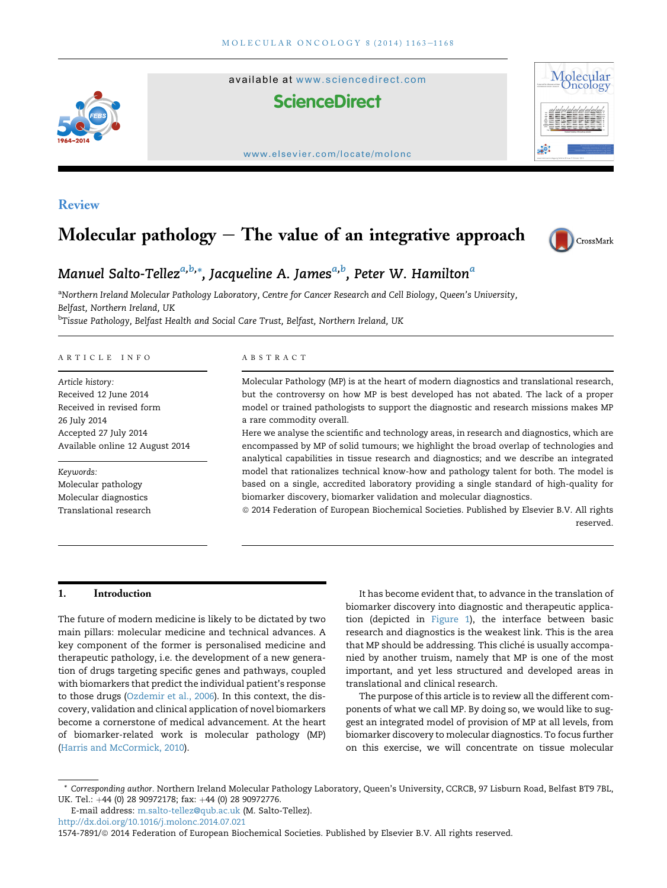Review

# Molecular pathology – The value of an integrative approach

*Manuel Salto-Tellez*[a,b,*], *Jacqueline A. James*[a,b], *Peter W. Hamilton*[a]

[a]*Northern Ireland Molecular Pathology Laboratory, Centre for Cancer Research and Cell Biology, Queen's University, Belfast, Northern Ireland, UK*

[b]*Tissue Pathology, Belfast Health and Social Care Trust, Belfast, Northern Ireland, UK*

ARTICLE INFO

*Article history:*
Received 12 June 2014
Received in revised form
26 July 2014
Accepted 27 July 2014
Available online 12 August 2014

*Keywords:*
Molecular pathology
Molecular diagnostics
Translational research

ABSTRACT

Molecular Pathology (MP) is at the heart of modern diagnostics and translational research, but the controversy on how MP is best developed has not abated. The lack of a proper model or trained pathologists to support the diagnostic and research missions makes MP a rare commodity overall.

Here we analyse the scientific and technology areas, in research and diagnostics, which are encompassed by MP of solid tumours; we highlight the broad overlap of technologies and analytical capabilities in tissue research and diagnostics; and we describe an integrated model that rationalizes technical know-how and pathology talent for both. The model is based on a single, accredited laboratory providing a single standard of high-quality for biomarker discovery, biomarker validation and molecular diagnostics.

© 2014 Federation of European Biochemical Societies. Published by Elsevier B.V. All rights reserved.

## 1. Introduction

The future of modern medicine is likely to be dictated by two main pillars: molecular medicine and technical advances. A key component of the former is personalised medicine and therapeutic pathology, i.e. the development of a new generation of drugs targeting specific genes and pathways, coupled with biomarkers that predict the individual patient's response to those drugs (Ozdemir et al., 2006). In this context, the discovery, validation and clinical application of novel biomarkers become a cornerstone of medical advancement. At the heart of biomarker-related work is molecular pathology (MP) (Harris and McCormick, 2010).

It has become evident that, to advance in the translation of biomarker discovery into diagnostic and therapeutic application (depicted in Figure 1), the interface between basic research and diagnostics is the weakest link. This is the area that MP should be addressing. This cliché is usually accompanied by another truism, namely that MP is one of the most important, and yet less structured and developed areas in translational and clinical research.

The purpose of this article is to review all the different components of what we call MP. By doing so, we would like to suggest an integrated model of provision of MP at all levels, from biomarker discovery to molecular diagnostics. To focus further on this exercise, we will concentrate on tissue molecular

---

\* *Corresponding author.* Northern Ireland Molecular Pathology Laboratory, Queen's University, CCRCB, 97 Lisburn Road, Belfast BT9 7BL, UK. Tel.: +44 (0) 28 90972178; fax: +44 (0) 28 90972776.

E-mail address: m.salto-tellez@qub.ac.uk (M. Salto-Tellez).

http://dx.doi.org/10.1016/j.molonc.2014.07.021

1574-7891/© 2014 Federation of European Biochemical Societies. Published by Elsevier B.V. All rights reserved.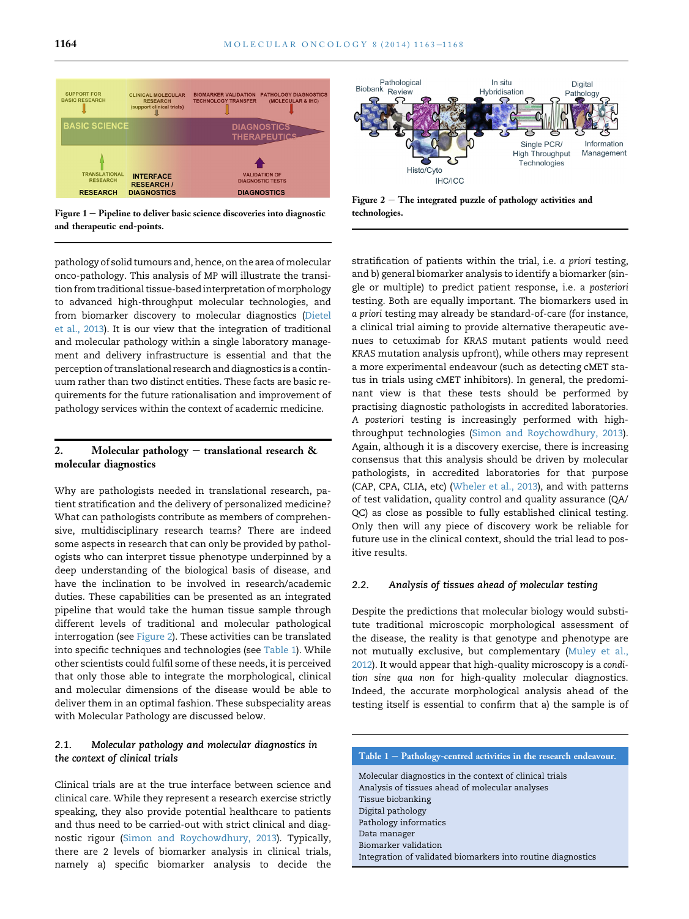Figure 1 – Pipeline to deliver basic science discoveries into diagnostic and therapeutic end-points.

Figure 2 – The integrated puzzle of pathology activities and technologies.

pathology of solid tumours and, hence, on the area of molecular onco-pathology. This analysis of MP will illustrate the transition from traditional tissue-based interpretation of morphology to advanced high-throughput molecular technologies, and from biomarker discovery to molecular diagnostics (Dietel et al., 2013). It is our view that the integration of traditional and molecular pathology within a single laboratory management and delivery infrastructure is essential and that the perception of translational research and diagnostics is a continuum rather than two distinct entities. These facts are basic requirements for the future rationalisation and improvement of pathology services within the context of academic medicine.

## 2. Molecular pathology – translational research & molecular diagnostics

Why are pathologists needed in translational research, patient stratification and the delivery of personalized medicine? What can pathologists contribute as members of comprehensive, multidisciplinary research teams? There are indeed some aspects in research that can only be provided by pathologists who can interpret tissue phenotype underpinned by a deep understanding of the biological basis of disease, and have the inclination to be involved in research/academic duties. These capabilities can be presented as an integrated pipeline that would take the human tissue sample through different levels of traditional and molecular pathological interrogation (see Figure 2). These activities can be translated into specific techniques and technologies (see Table 1). While other scientists could fulfil some of these needs, it is perceived that only those able to integrate the morphological, clinical and molecular dimensions of the disease would be able to deliver them in an optimal fashion. These subspeciality areas with Molecular Pathology are discussed below.

### 2.1. *Molecular pathology and molecular diagnostics in the context of clinical trials*

Clinical trials are at the true interface between science and clinical care. While they represent a research exercise strictly speaking, they also provide potential healthcare to patients and thus need to be carried-out with strict clinical and diagnostic rigour (Simon and Roychowdhury, 2013). Typically, there are 2 levels of biomarker analysis in clinical trials, namely a) specific biomarker analysis to decide the stratification of patients within the trial, i.e. *a priori* testing, and b) general biomarker analysis to identify a biomarker (single or multiple) to predict patient response, i.e. *a posteriori* testing. Both are equally important. The biomarkers used in *a priori* testing may already be standard-of-care (for instance, a clinical trial aiming to provide alternative therapeutic avenues to cetuximab for *KRAS* mutant patients would need *KRAS* mutation analysis upfront), while others may represent a more experimental endeavour (such as detecting cMET status in trials using cMET inhibitors). In general, the predominant view is that these tests should be performed by practising diagnostic pathologists in accredited laboratories. *A posteriori* testing is increasingly performed with high-throughput technologies (Simon and Roychowdhury, 2013). Again, although it is a discovery exercise, there is increasing consensus that this analysis should be driven by molecular pathologists, in accredited laboratories for that purpose (CAP, CPA, CLIA, etc) (Wheler et al., 2013), and with patterns of test validation, quality control and quality assurance (QA/QC) as close as possible to fully established clinical testing. Only then will any piece of discovery work be reliable for future use in the clinical context, should the trial lead to positive results.

### 2.2. *Analysis of tissues ahead of molecular testing*

Despite the predictions that molecular biology would substitute traditional microscopic morphological assessment of the disease, the reality is that genotype and phenotype are not mutually exclusive, but complementary (Muley et al., 2012). It would appear that high-quality microscopy is a *condition sine qua non* for high-quality molecular diagnostics. Indeed, the accurate morphological analysis ahead of the testing itself is essential to confirm that a) the sample is of

| Table 1 – Pathology-centred activities in the research endeavour. |
|---|
| Molecular diagnostics in the context of clinical trials |
| Analysis of tissues ahead of molecular analyses |
| Tissue biobanking |
| Digital pathology |
| Pathology informatics |
| Data manager |
| Biomarker validation |
| Integration of validated biomarkers into routine diagnostics |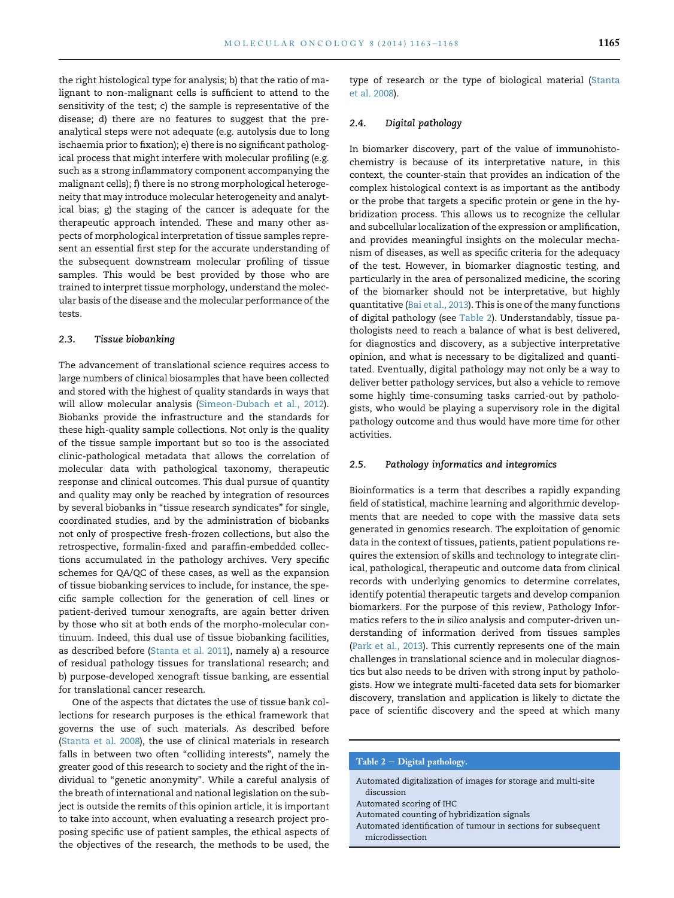the right histological type for analysis; b) that the ratio of malignant to non-malignant cells is sufficient to attend to the sensitivity of the test; c) the sample is representative of the disease; d) there are no features to suggest that the pre-analytical steps were not adequate (e.g. autolysis due to long ischaemia prior to fixation); e) there is no significant pathological process that might interfere with molecular profiling (e.g. such as a strong inflammatory component accompanying the malignant cells); f) there is no strong morphological heterogeneity that may introduce molecular heterogeneity and analytical bias; g) the staging of the cancer is adequate for the therapeutic approach intended. These and many other aspects of morphological interpretation of tissue samples represent an essential first step for the accurate understanding of the subsequent downstream molecular profiling of tissue samples. This would be best provided by those who are trained to interpret tissue morphology, understand the molecular basis of the disease and the molecular performance of the tests.

### 2.3. Tissue biobanking

The advancement of translational science requires access to large numbers of clinical biosamples that have been collected and stored with the highest of quality standards in ways that will allow molecular analysis (Simeon-Dubach et al., 2012). Biobanks provide the infrastructure and the standards for these high-quality sample collections. Not only is the quality of the tissue sample important but so too is the associated clinic-pathological metadata that allows the correlation of molecular data with pathological taxonomy, therapeutic response and clinical outcomes. This dual pursuit of quantity and quality may only be reached by integration of resources by several biobanks in "tissue research syndicates" for single, coordinated studies, and by the administration of biobanks not only of prospective fresh-frozen collections, but also the retrospective, formalin-fixed and paraffin-embedded collections accumulated in the pathology archives. Very specific schemes for QA/QC of these cases, as well as the expansion of tissue biobanking services to include, for instance, the specific sample collection for the generation of cell lines or patient-derived tumour xenografts, are again better driven by those who sit at both ends of the morpho-molecular continuum. Indeed, this dual use of tissue biobanking facilities, as described before (Stanta et al. 2011), namely a) a resource of residual pathology tissues for translational research; and b) purpose-developed xenograft tissue banking, are essential for translational cancer research.

One of the aspects that dictates the use of tissue bank collections for research purposes is the ethical framework that governs the use of such materials. As described before (Stanta et al. 2008), the use of clinical materials in research falls in between two often "colliding interests", namely the greater good of this research to society and the right of the individual to "genetic anonymity". While a careful analysis of the breath of international and national legislation on the subject is outside the remits of this opinion article, it is important to take into account, when evaluating a research project proposing specific use of patient samples, the ethical aspects of the objectives of the research, the methods to be used, the type of research or the type of biological material (Stanta et al. 2008).

### 2.4. Digital pathology

In biomarker discovery, part of the value of immunohistochemistry is because of its interpretative nature, in this context, the counter-stain that provides an indication of the complex histological context is as important as the antibody or the probe that targets a specific protein or gene in the hybridization process. This allows us to recognize the cellular and subcellular localization of the expression or amplification, and provides meaningful insights on the molecular mechanism of diseases, as well as specific criteria for the adequacy of the test. However, in biomarker diagnostic testing, and particularly in the area of personalized medicine, the scoring of the biomarker should not be interpretative, but highly quantitative (Bai et al., 2013). This is one of the many functions of digital pathology (see Table 2). Understandably, tissue pathologists need to reach a balance of what is best delivered, for diagnostics and discovery, as a subjective interpretative opinion, and what is necessary to be digitalized and quantitated. Eventually, digital pathology may not only be a way to deliver better pathology services, but also a vehicle to remove some highly time-consuming tasks carried-out by pathologists, who would be playing a supervisory role in the digital pathology outcome and thus would have more time for other activities.

### 2.5. Pathology informatics and integromics

Bioinformatics is a term that describes a rapidly expanding field of statistical, machine learning and algorithmic developments that are needed to cope with the massive data sets generated in genomics research. The exploitation of genomic data in the context of tissues, patients, patient populations requires the extension of skills and technology to integrate clinical, pathological, therapeutic and outcome data from clinical records with underlying genomics to determine correlates, identify potential therapeutic targets and develop companion biomarkers. For the purpose of this review, Pathology Informatics refers to the *in silico* analysis and computer-driven understanding of information derived from tissues samples (Park et al., 2013). This currently represents one of the main challenges in translational science and in molecular diagnostics but also needs to be driven with strong input by pathologists. How we integrate multi-faceted data sets for biomarker discovery, translation and application is likely to dictate the pace of scientific discovery and the speed at which many

| Table 2 – Digital pathology. |
|---|
| Automated digitalization of images for storage and multi-site discussion |
| Automated scoring of IHC |
| Automated counting of hybridization signals |
| Automated identification of tumour in sections for subsequent microdissection |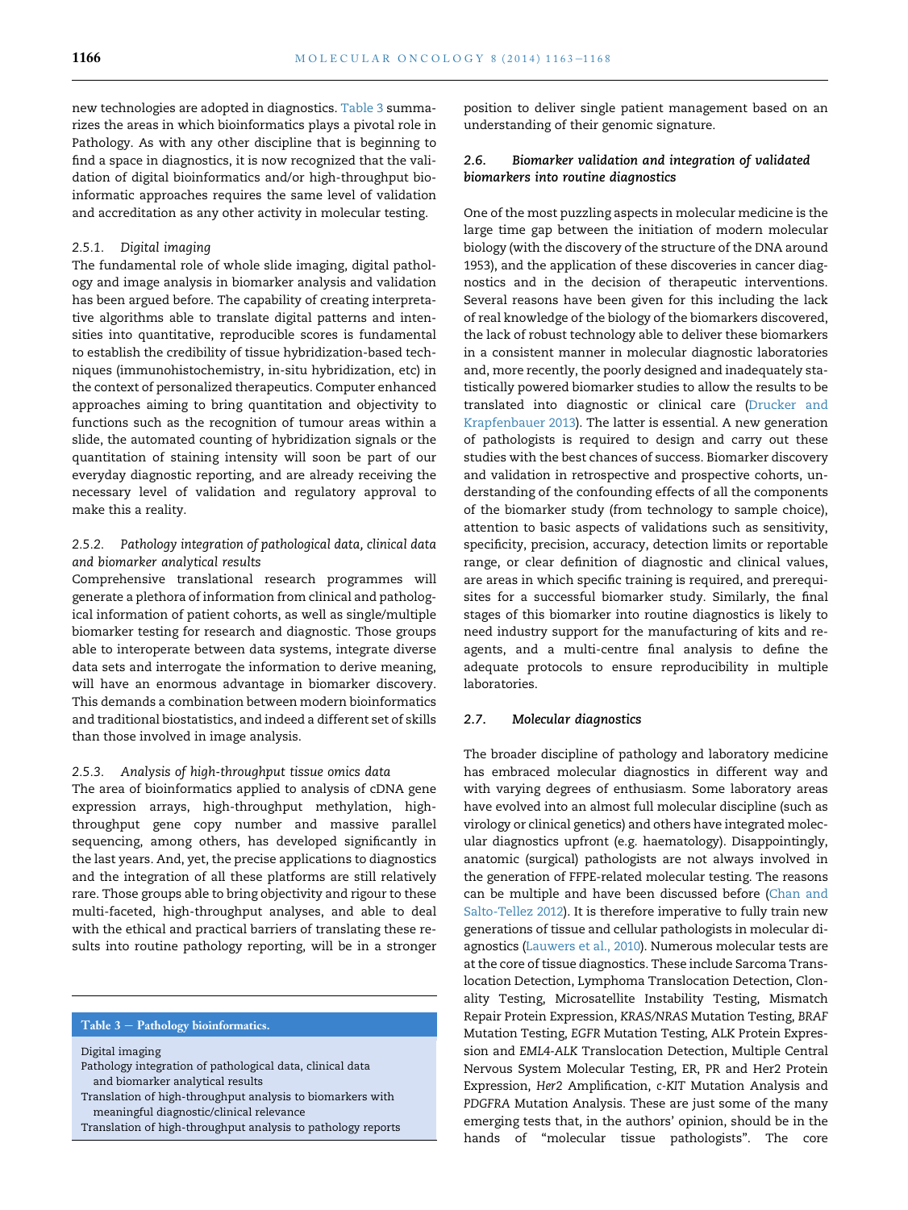new technologies are adopted in diagnostics. Table 3 summarizes the areas in which bioinformatics plays a pivotal role in Pathology. As with any other discipline that is beginning to find a space in diagnostics, it is now recognized that the validation of digital bioinformatics and/or high-throughput bioinformatic approaches requires the same level of validation and accreditation as any other activity in molecular testing.

#### 2.5.1. Digital imaging

The fundamental role of whole slide imaging, digital pathology and image analysis in biomarker analysis and validation has been argued before. The capability of creating interpretative algorithms able to translate digital patterns and intensities into quantitative, reproducible scores is fundamental to establish the credibility of tissue hybridization-based techniques (immunohistochemistry, in-situ hybridization, etc) in the context of personalized therapeutics. Computer enhanced approaches aiming to bring quantitation and objectivity to functions such as the recognition of tumour areas within a slide, the automated counting of hybridization signals or the quantitation of staining intensity will soon be part of our everyday diagnostic reporting, and are already receiving the necessary level of validation and regulatory approval to make this a reality.

#### 2.5.2. Pathology integration of pathological data, clinical data and biomarker analytical results

Comprehensive translational research programmes will generate a plethora of information from clinical and pathological information of patient cohorts, as well as single/multiple biomarker testing for research and diagnostic. Those groups able to interoperate between data systems, integrate diverse data sets and interrogate the information to derive meaning, will have an enormous advantage in biomarker discovery. This demands a combination between modern bioinformatics and traditional biostatistics, and indeed a different set of skills than those involved in image analysis.

#### 2.5.3. Analysis of high-throughput tissue omics data

The area of bioinformatics applied to analysis of cDNA gene expression arrays, high-throughput methylation, high-throughput gene copy number and massive parallel sequencing, among others, has developed significantly in the last years. And, yet, the precise applications to diagnostics and the integration of all these platforms are still relatively rare. Those groups able to bring objectivity and rigour to these multi-faceted, high-throughput analyses, and able to deal with the ethical and practical barriers of translating these results into routine pathology reporting, will be in a stronger position to deliver single patient management based on an understanding of their genomic signature.

**Table 3 – Pathology bioinformatics.**

| |
|---|
| Digital imaging |
| Pathology integration of pathological data, clinical data and biomarker analytical results |
| Translation of high-throughput analysis to biomarkers with meaningful diagnostic/clinical relevance |
| Translation of high-throughput analysis to pathology reports |

### 2.6. Biomarker validation and integration of validated biomarkers into routine diagnostics

One of the most puzzling aspects in molecular medicine is the large time gap between the initiation of modern molecular biology (with the discovery of the structure of the DNA around 1953), and the application of these discoveries in cancer diagnostics and in the decision of therapeutic interventions. Several reasons have been given for this including the lack of real knowledge of the biology of the biomarkers discovered, the lack of robust technology able to deliver these biomarkers in a consistent manner in molecular diagnostic laboratories and, more recently, the poorly designed and inadequately statistically powered biomarker studies to allow the results to be translated into diagnostic or clinical care (Drucker and Krapfenbauer 2013). The latter is essential. A new generation of pathologists is required to design and carry out these studies with the best chances of success. Biomarker discovery and validation in retrospective and prospective cohorts, understanding of the confounding effects of all the components of the biomarker study (from technology to sample choice), attention to basic aspects of validations such as sensitivity, specificity, precision, accuracy, detection limits or reportable range, or clear definition of diagnostic and clinical values, are areas in which specific training is required, and prerequisites for a successful biomarker study. Similarly, the final stages of this biomarker into routine diagnostics is likely to need industry support for the manufacturing of kits and reagents, and a multi-centre final analysis to define the adequate protocols to ensure reproducibility in multiple laboratories.

### 2.7. Molecular diagnostics

The broader discipline of pathology and laboratory medicine has embraced molecular diagnostics in different way and with varying degrees of enthusiasm. Some laboratory areas have evolved into an almost full molecular discipline (such as virology or clinical genetics) and others have integrated molecular diagnostics upfront (e.g. haematology). Disappointingly, anatomic (surgical) pathologists are not always involved in the generation of FFPE-related molecular testing. The reasons can be multiple and have been discussed before (Chan and Salto-Tellez 2012). It is therefore imperative to fully train new generations of tissue and cellular pathologists in molecular diagnostics (Lauwers et al., 2010). Numerous molecular tests are at the core of tissue diagnostics. These include Sarcoma Translocation Detection, Lymphoma Translocation Detection, Clonality Testing, Microsatellite Instability Testing, Mismatch Repair Protein Expression, *KRAS/NRAS* Mutation Testing, *BRAF* Mutation Testing, *EGFR* Mutation Testing, ALK Protein Expression and *EML4-ALK* Translocation Detection, Multiple Central Nervous System Molecular Testing, ER, PR and Her2 Protein Expression, *Her2* Amplification, *c-KIT* Mutation Analysis and *PDGFRA* Mutation Analysis. These are just some of the many emerging tests that, in the authors' opinion, should be in the hands of "molecular tissue pathologists". The core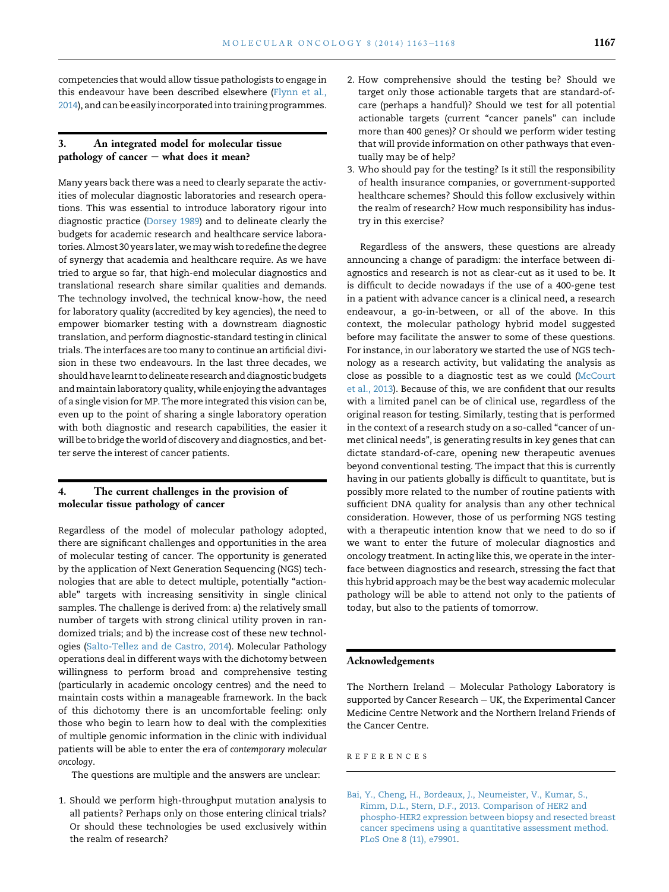competencies that would allow tissue pathologists to engage in this endeavour have been described elsewhere (Flynn et al., 2014), and can be easily incorporated into training programmes.

## 3. An integrated model for molecular tissue pathology of cancer – what does it mean?

Many years back there was a need to clearly separate the activities of molecular diagnostic laboratories and research operations. This was essential to introduce laboratory rigour into diagnostic practice (Dorsey 1989) and to delineate clearly the budgets for academic research and healthcare service laboratories. Almost 30 years later, we may wish to redefine the degree of synergy that academia and healthcare require. As we have tried to argue so far, that high-end molecular diagnostics and translational research share similar qualities and demands. The technology involved, the technical know-how, the need for laboratory quality (accredited by key agencies), the need to empower biomarker testing with a downstream diagnostic translation, and perform diagnostic-standard testing in clinical trials. The interfaces are too many to continue an artificial division in these two endeavours. In the last three decades, we should have learnt to delineate research and diagnostic budgets and maintain laboratory quality, while enjoying the advantages of a single vision for MP. The more integrated this vision can be, even up to the point of sharing a single laboratory operation with both diagnostic and research capabilities, the easier it will be to bridge the world of discovery and diagnostics, and better serve the interest of cancer patients.

## 4. The current challenges in the provision of molecular tissue pathology of cancer

Regardless of the model of molecular pathology adopted, there are significant challenges and opportunities in the area of molecular testing of cancer. The opportunity is generated by the application of Next Generation Sequencing (NGS) technologies that are able to detect multiple, potentially "actionable" targets with increasing sensitivity in single clinical samples. The challenge is derived from: a) the relatively small number of targets with strong clinical utility proven in randomized trials; and b) the increase cost of these new technologies (Salto-Tellez and de Castro, 2014). Molecular Pathology operations deal in different ways with the dichotomy between willingness to perform broad and comprehensive testing (particularly in academic oncology centres) and the need to maintain costs within a manageable framework. In the back of this dichotomy there is an uncomfortable feeling: only those who begin to learn how to deal with the complexities of multiple genomic information in the clinic with individual patients will be able to enter the era of *contemporary molecular oncology*.

The questions are multiple and the answers are unclear:

1. Should we perform high-throughput mutation analysis to all patients? Perhaps only on those entering clinical trials? Or should these technologies be used exclusively within the realm of research?
2. How comprehensive should the testing be? Should we target only those actionable targets that are standard-of-care (perhaps a handful)? Should we test for all potential actionable targets (current "cancer panels" can include more than 400 genes)? Or should we perform wider testing that will provide information on other pathways that eventually may be of help?
3. Who should pay for the testing? Is it still the responsibility of health insurance companies, or government-supported healthcare schemes? Should this follow exclusively within the realm of research? How much responsibility has industry in this exercise?

Regardless of the answers, these questions are already announcing a change of paradigm: the interface between diagnostics and research is not as clear-cut as it used to be. It is difficult to decide nowadays if the use of a 400-gene test in a patient with advance cancer is a clinical need, a research endeavour, a go-in-between, or all of the above. In this context, the molecular pathology hybrid model suggested before may facilitate the answer to some of these questions. For instance, in our laboratory we started the use of NGS technology as a research activity, but validating the analysis as close as possible to a diagnostic test as we could (McCourt et al., 2013). Because of this, we are confident that our results with a limited panel can be of clinical use, regardless of the original reason for testing. Similarly, testing that is performed in the context of a research study on a so-called "cancer of unmet clinical needs", is generating results in key genes that can dictate standard-of-care, opening new therapeutic avenues beyond conventional testing. The impact that this is currently having in our patients globally is difficult to quantitate, but is possibly more related to the number of routine patients with sufficient DNA quality for analysis than any other technical consideration. However, those of us performing NGS testing with a therapeutic intention know that we need to do so if we want to enter the future of molecular diagnostics and oncology treatment. In acting like this, we operate in the interface between diagnostics and research, stressing the fact that this hybrid approach may be the best way academic molecular pathology will be able to attend not only to the patients of today, but also to the patients of tomorrow.

## Acknowledgements

The Northern Ireland – Molecular Pathology Laboratory is supported by Cancer Research – UK, the Experimental Cancer Medicine Centre Network and the Northern Ireland Friends of the Cancer Centre.

## REFERENCES

Bai, Y., Cheng, H., Bordeaux, J., Neumeister, V., Kumar, S., Rimm, D.L., Stern, D.F., 2013. Comparison of HER2 and phospho-HER2 expression between biopsy and resected breast cancer specimens using a quantitative assessment method. PLoS One 8 (11), e79901.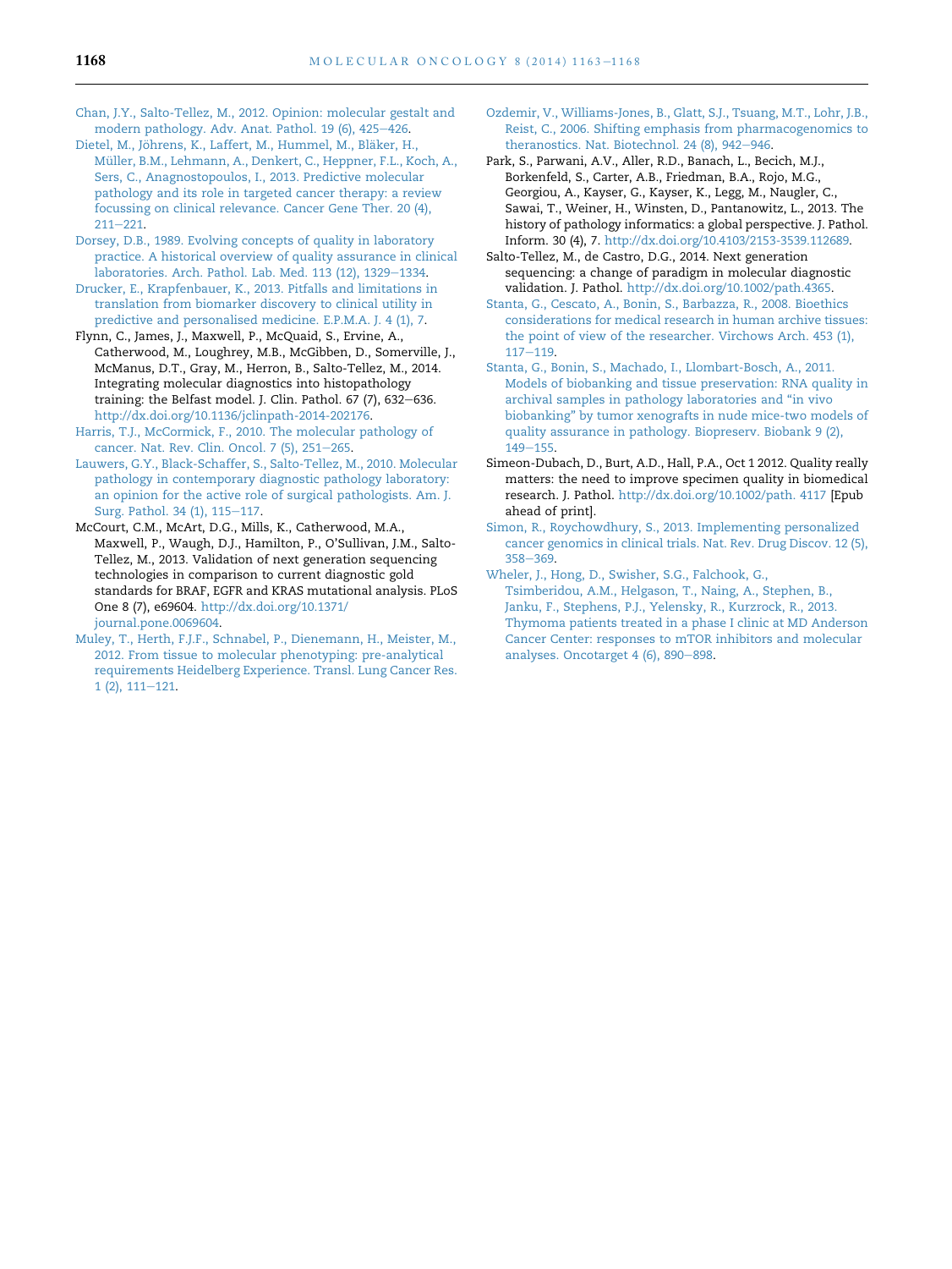Chan, J.Y., Salto-Tellez, M., 2012. Opinion: molecular gestalt and modern pathology. Adv. Anat. Pathol. 19 (6), 425–426.

Dietel, M., Jöhrens, K., Laffert, M., Hummel, M., Bläker, H., Müller, B.M., Lehmann, A., Denkert, C., Heppner, F.L., Koch, A., Sers, C., Anagnostopoulos, I., 2013. Predictive molecular pathology and its role in targeted cancer therapy: a review focussing on clinical relevance. Cancer Gene Ther. 20 (4), 211–221.

Dorsey, D.B., 1989. Evolving concepts of quality in laboratory practice. A historical overview of quality assurance in clinical laboratories. Arch. Pathol. Lab. Med. 113 (12), 1329–1334.

Drucker, E., Krapfenbauer, K., 2013. Pitfalls and limitations in translation from biomarker discovery to clinical utility in predictive and personalised medicine. E.P.M.A. J. 4 (1), 7.

Flynn, C., James, J., Maxwell, P., McQuaid, S., Ervine, A., Catherwood, M., Loughrey, M.B., McGibben, D., Somerville, J., McManus, D.T., Gray, M., Herron, B., Salto-Tellez, M., 2014. Integrating molecular diagnostics into histopathology training: the Belfast model. J. Clin. Pathol. 67 (7), 632–636. http://dx.doi.org/10.1136/jclinpath-2014-202176.

Harris, T.J., McCormick, F., 2010. The molecular pathology of cancer. Nat. Rev. Clin. Oncol. 7 (5), 251–265.

Lauwers, G.Y., Black-Schaffer, S., Salto-Tellez, M., 2010. Molecular pathology in contemporary diagnostic pathology laboratory: an opinion for the active role of surgical pathologists. Am. J. Surg. Pathol. 34 (1), 115–117.

McCourt, C.M., McArt, D.G., Mills, K., Catherwood, M.A., Maxwell, P., Waugh, D.J., Hamilton, P., O'Sullivan, J.M., Salto-Tellez, M., 2013. Validation of next generation sequencing technologies in comparison to current diagnostic gold standards for BRAF, EGFR and KRAS mutational analysis. PLoS One 8 (7), e69604. http://dx.doi.org/10.1371/journal.pone.0069604.

Muley, T., Herth, F.J.F., Schnabel, P., Dienemann, H., Meister, M., 2012. From tissue to molecular phenotyping: pre-analytical requirements Heidelberg Experience. Transl. Lung Cancer Res. 1 (2), 111–121.

Ozdemir, V., Williams-Jones, B., Glatt, S.J., Tsuang, M.T., Lohr, J.B., Reist, C., 2006. Shifting emphasis from pharmacogenomics to theranostics. Nat. Biotechnol. 24 (8), 942–946.

Park, S., Parwani, A.V., Aller, R.D., Banach, L., Becich, M.J., Borkenfeld, S., Carter, A.B., Friedman, B.A., Rojo, M.G., Georgiou, A., Kayser, G., Kayser, K., Legg, M., Naugler, C., Sawai, T., Weiner, H., Winsten, D., Pantanowitz, L., 2013. The history of pathology informatics: a global perspective. J. Pathol. Inform. 30 (4), 7. http://dx.doi.org/10.4103/2153-3539.112689.

Salto-Tellez, M., de Castro, D.G., 2014. Next generation sequencing: a change of paradigm in molecular diagnostic validation. J. Pathol. http://dx.doi.org/10.1002/path.4365.

Stanta, G., Cescato, A., Bonin, S., Barbazza, R., 2008. Bioethics considerations for medical research in human archive tissues: the point of view of the researcher. Virchows Arch. 453 (1), 117–119.

Stanta, G., Bonin, S., Machado, I., Llombart-Bosch, A., 2011. Models of biobanking and tissue preservation: RNA quality in archival samples in pathology laboratories and "in vivo biobanking" by tumor xenografts in nude mice-two models of quality assurance in pathology. Biopreserv. Biobank 9 (2), 149–155.

Simeon-Dubach, D., Burt, A.D., Hall, P.A., Oct 1 2012. Quality really matters: the need to improve specimen quality in biomedical research. J. Pathol. http://dx.doi.org/10.1002/path. 4117 [Epub ahead of print].

Simon, R., Roychowdhury, S., 2013. Implementing personalized cancer genomics in clinical trials. Nat. Rev. Drug Discov. 12 (5), 358–369.

Wheler, J., Hong, D., Swisher, S.G., Falchook, G., Tsimberidou, A.M., Helgason, T., Naing, A., Stephen, B., Janku, F., Stephens, P.J., Yelensky, R., Kurzrock, R., 2013. Thymoma patients treated in a phase I clinic at MD Anderson Cancer Center: responses to mTOR inhibitors and molecular analyses. Oncotarget 4 (6), 890–898.